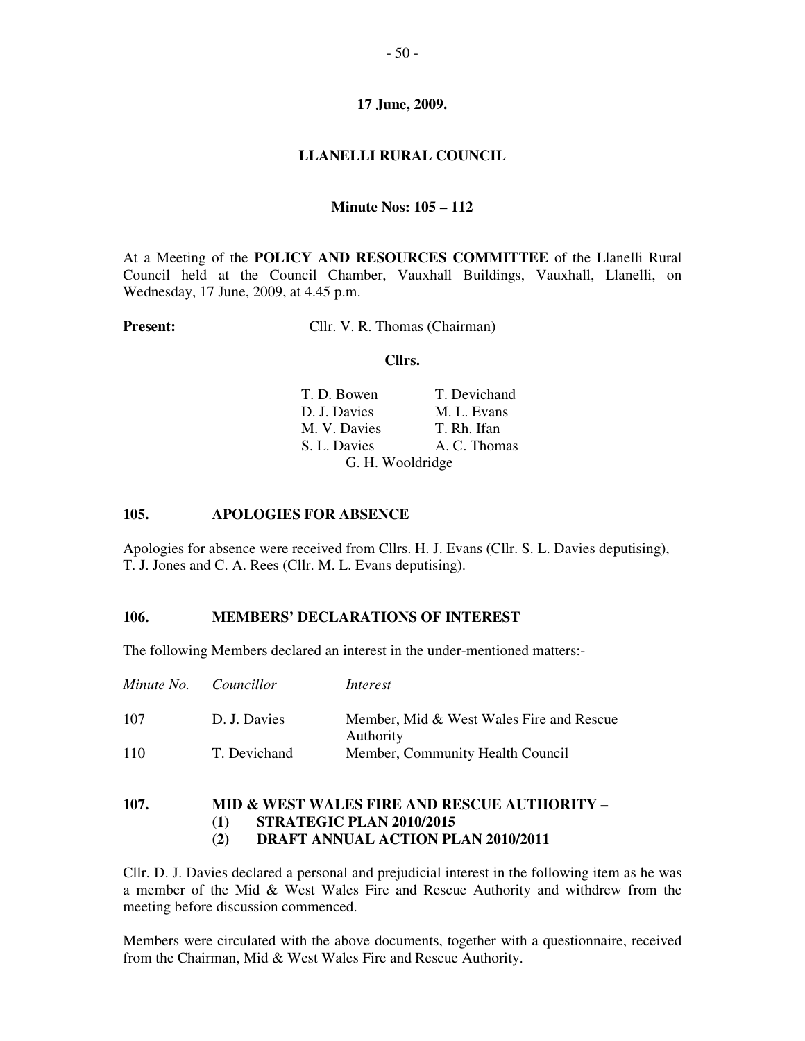**17 June, 2009.**

# LLANELLI RURAL COUNCIL

**Minute Nos: 105 – 112**

At a Meeting of the **POLICY AND RESOURCES COMMITTEE** of the Llanelli Rural Council held at the Council Chamber, Vauxhall Buildings, Vauxhall, Llanelli, on Wednesday, 17 June, 2009, at 4.45 p.m.

**Present:** Cllr. V. R. Thomas (Chairman)

**Cllrs.**

T. D. Bowen, T. Devichand, D. J. Davies, M. L. Evans, M. V. Davies, T. Rh. Ifan, S. L. Davies, A. C. Thomas, G. H. Wooldridge

## 105. APOLOGIES FOR ABSENCE

Apologies for absence were received from Cllrs. H. J. Evans (Cllr. S. L. Davies deputising), T. J. Jones and C. A. Rees (Cllr. M. L. Evans deputising).

## 106. MEMBERS' DECLARATIONS OF INTEREST

The following Members declared an interest in the under-mentioned matters:-

| *Minute No.* | *Councillor* | *Interest* |
|---|---|---|
| 107 | D. J. Davies | Member, Mid & West Wales Fire and Rescue Authority |
| 110 | T. Devichand | Member, Community Health Council |

## 107. MID & WEST WALES FIRE AND RESCUE AUTHORITY –
### (1) STRATEGIC PLAN 2010/2015
### (2) DRAFT ANNUAL ACTION PLAN 2010/2011

Cllr. D. J. Davies declared a personal and prejudicial interest in the following item as he was a member of the Mid & West Wales Fire and Rescue Authority and withdrew from the meeting before discussion commenced.

Members were circulated with the above documents, together with a questionnaire, received from the Chairman, Mid & West Wales Fire and Rescue Authority.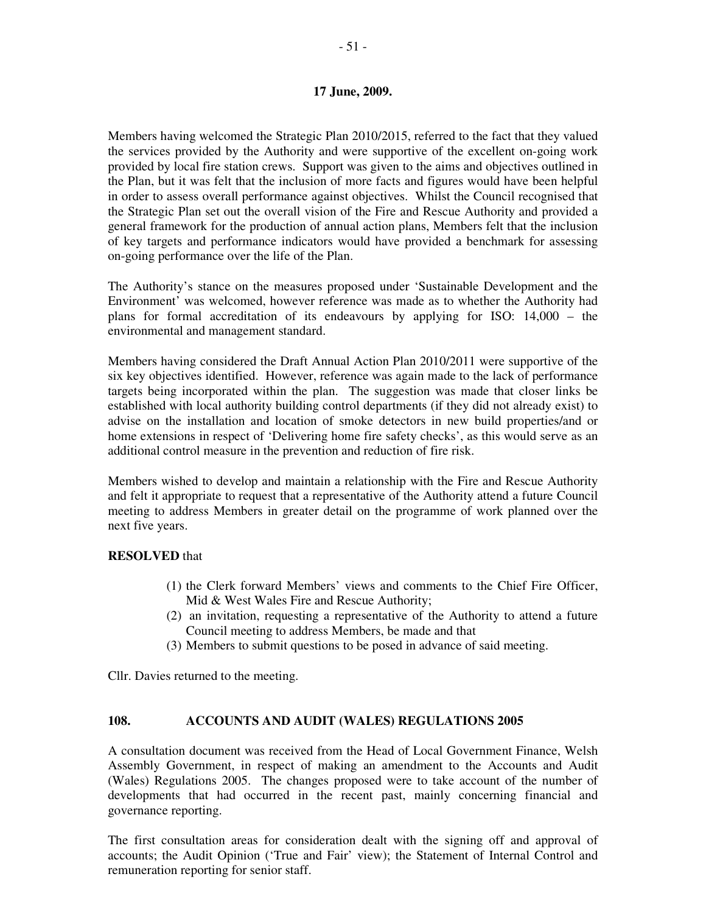**17 June, 2009.**

Members having welcomed the Strategic Plan 2010/2015, referred to the fact that they valued the services provided by the Authority and were supportive of the excellent on-going work provided by local fire station crews. Support was given to the aims and objectives outlined in the Plan, but it was felt that the inclusion of more facts and figures would have been helpful in order to assess overall performance against objectives. Whilst the Council recognised that the Strategic Plan set out the overall vision of the Fire and Rescue Authority and provided a general framework for the production of annual action plans, Members felt that the inclusion of key targets and performance indicators would have provided a benchmark for assessing on-going performance over the life of the Plan.

The Authority's stance on the measures proposed under 'Sustainable Development and the Environment' was welcomed, however reference was made as to whether the Authority had plans for formal accreditation of its endeavours by applying for ISO: 14,000 – the environmental and management standard.

Members having considered the Draft Annual Action Plan 2010/2011 were supportive of the six key objectives identified. However, reference was again made to the lack of performance targets being incorporated within the plan. The suggestion was made that closer links be established with local authority building control departments (if they did not already exist) to advise on the installation and location of smoke detectors in new build properties/and or home extensions in respect of 'Delivering home fire safety checks', as this would serve as an additional control measure in the prevention and reduction of fire risk.

Members wished to develop and maintain a relationship with the Fire and Rescue Authority and felt it appropriate to request that a representative of the Authority attend a future Council meeting to address Members in greater detail on the programme of work planned over the next five years.

**RESOLVED** that

(1) the Clerk forward Members' views and comments to the Chief Fire Officer, Mid & West Wales Fire and Rescue Authority;
(2) an invitation, requesting a representative of the Authority to attend a future Council meeting to address Members, be made and that
(3) Members to submit questions to be posed in advance of said meeting.

Cllr. Davies returned to the meeting.

**108. ACCOUNTS AND AUDIT (WALES) REGULATIONS 2005**

A consultation document was received from the Head of Local Government Finance, Welsh Assembly Government, in respect of making an amendment to the Accounts and Audit (Wales) Regulations 2005. The changes proposed were to take account of the number of developments that had occurred in the recent past, mainly concerning financial and governance reporting.

The first consultation areas for consideration dealt with the signing off and approval of accounts; the Audit Opinion ('True and Fair' view); the Statement of Internal Control and remuneration reporting for senior staff.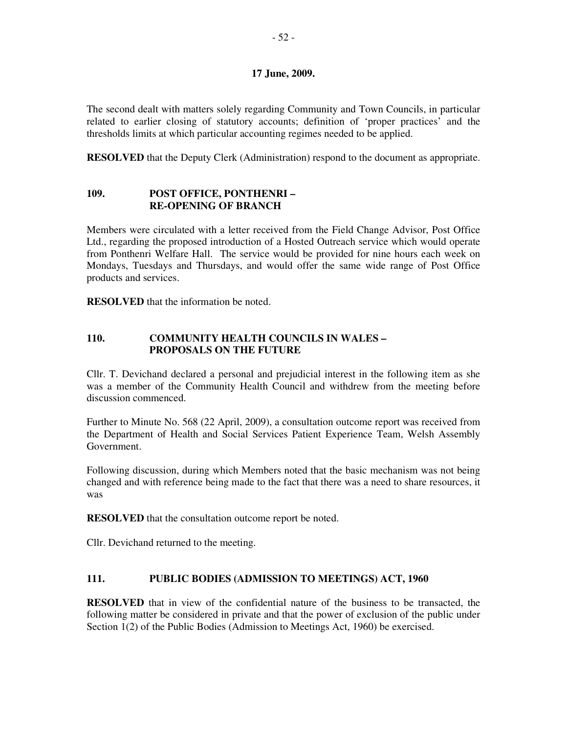**17 June, 2009.**

The second dealt with matters solely regarding Community and Town Councils, in particular related to earlier closing of statutory accounts; definition of 'proper practices' and the thresholds limits at which particular accounting regimes needed to be applied.

**RESOLVED** that the Deputy Clerk (Administration) respond to the document as appropriate.

## 109. POST OFFICE, PONTHENRI – RE-OPENING OF BRANCH

Members were circulated with a letter received from the Field Change Advisor, Post Office Ltd., regarding the proposed introduction of a Hosted Outreach service which would operate from Ponthenri Welfare Hall. The service would be provided for nine hours each week on Mondays, Tuesdays and Thursdays, and would offer the same wide range of Post Office products and services.

**RESOLVED** that the information be noted.

## 110. COMMUNITY HEALTH COUNCILS IN WALES – PROPOSALS ON THE FUTURE

Cllr. T. Devichand declared a personal and prejudicial interest in the following item as she was a member of the Community Health Council and withdrew from the meeting before discussion commenced.

Further to Minute No. 568 (22 April, 2009), a consultation outcome report was received from the Department of Health and Social Services Patient Experience Team, Welsh Assembly Government.

Following discussion, during which Members noted that the basic mechanism was not being changed and with reference being made to the fact that there was a need to share resources, it was

**RESOLVED** that the consultation outcome report be noted.

Cllr. Devichand returned to the meeting.

## 111. PUBLIC BODIES (ADMISSION TO MEETINGS) ACT, 1960

**RESOLVED** that in view of the confidential nature of the business to be transacted, the following matter be considered in private and that the power of exclusion of the public under Section 1(2) of the Public Bodies (Admission to Meetings Act, 1960) be exercised.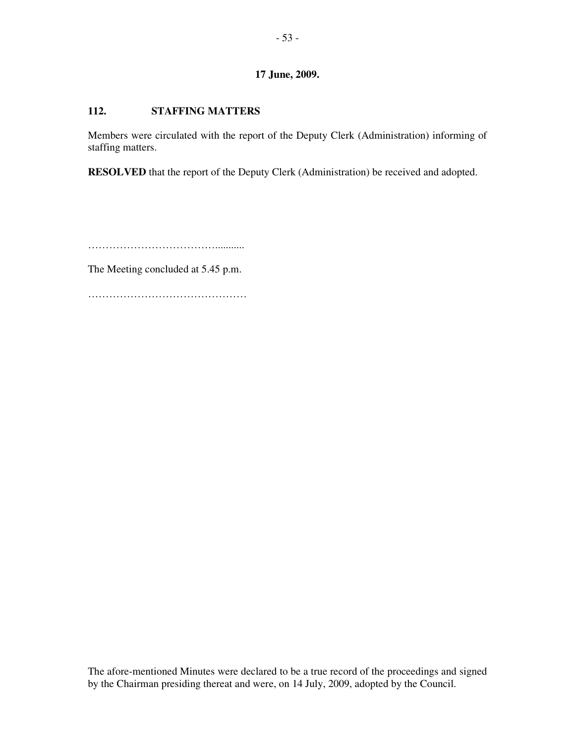**17 June, 2009.**

## 112. STAFFING MATTERS

Members were circulated with the report of the Deputy Clerk (Administration) informing of staffing matters.

**RESOLVED** that the report of the Deputy Clerk (Administration) be received and adopted.

…………………………………..........

The Meeting concluded at 5.45 p.m.

………………………………………

The afore-mentioned Minutes were declared to be a true record of the proceedings and signed by the Chairman presiding thereat and were, on 14 July, 2009, adopted by the Council.